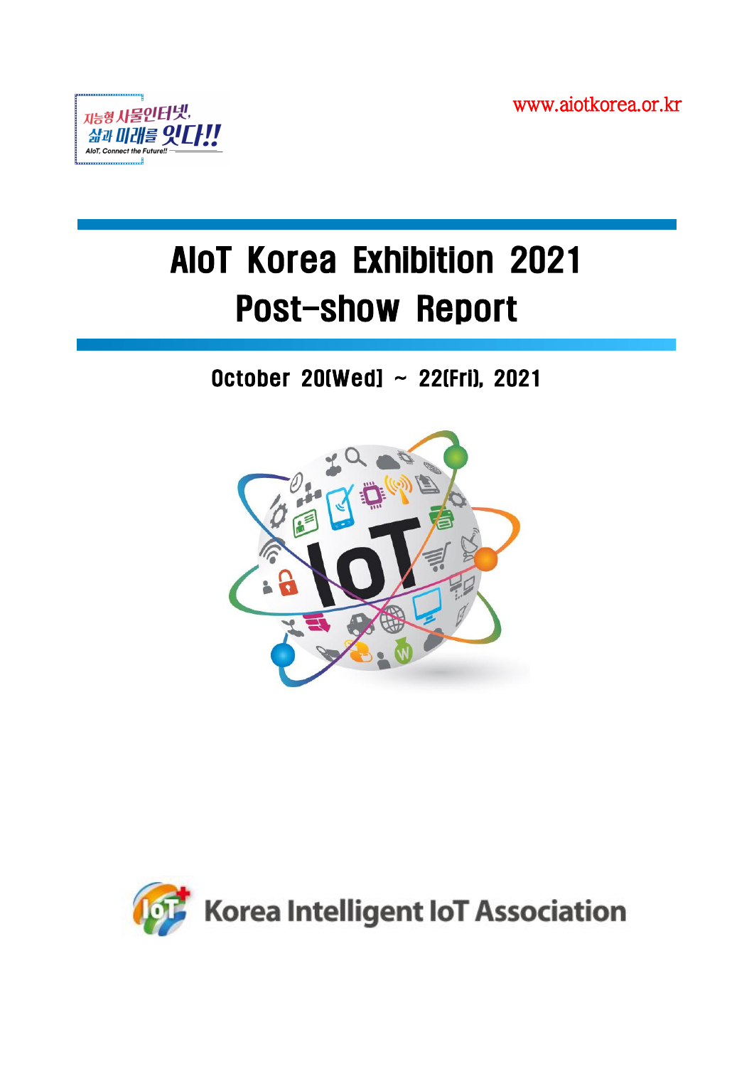지능형 사물인터넷, 삶과 미래를 잇다!!

AIoT, Connect the Future!!

www.aiotkorea.or.kr

# AIoT Korea Exhibition 2021 Post-show Report

## October 20(Wed) ~ 22(Fri), 2021

Korea Intelligent IoT Association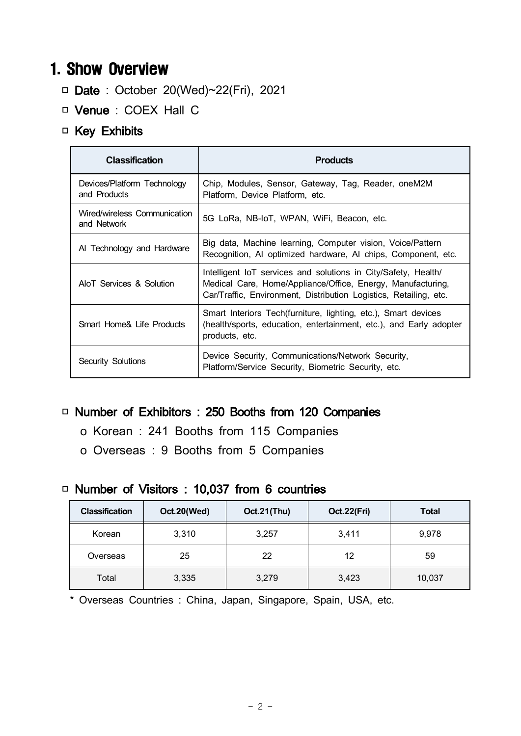# 1. Show Overview

□ **Date** : October 20(Wed)~22(Fri), 2021

□ **Venue** : COEX Hall C

□ **Key Exhibits**

| Classification | Products |
|---|---|
| Devices/Platform Technology and Products | Chip, Modules, Sensor, Gateway, Tag, Reader, oneM2M Platform, Device Platform, etc. |
| Wired/wireless Communication and Network | 5G LoRa, NB-IoT, WPAN, WiFi, Beacon, etc. |
| AI Technology and Hardware | Big data, Machine learning, Computer vision, Voice/Pattern Recognition, AI optimized hardware, AI chips, Component, etc. |
| AIoT Services & Solution | Intelligent IoT services and solutions in City/Safety, Health/ Medical Care, Home/Appliance/Office, Energy, Manufacturing, Car/Traffic, Environment, Distribution Logistics, Retailing, etc. |
| Smart Home& Life Products | Smart Interiors Tech(furniture, lighting, etc.), Smart devices (health/sports, education, entertainment, etc.), and Early adopter products, etc. |
| Security Solutions | Device Security, Communications/Network Security, Platform/Service Security, Biometric Security, etc. |

□ **Number of Exhibitors : 250 Booths from 120 Companies**

o Korean : 241 Booths from 115 Companies

o Overseas : 9 Booths from 5 Companies

□ **Number of Visitors : 10,037 from 6 countries**

| Classification | Oct.20(Wed) | Oct.21(Thu) | Oct.22(Fri) | Total |
|---|---|---|---|---|
| Korean | 3,310 | 3,257 | 3,411 | 9,978 |
| Overseas | 25 | 22 | 12 | 59 |
| Total | 3,335 | 3,279 | 3,423 | 10,037 |

* Overseas Countries : China, Japan, Singapore, Spain, USA, etc.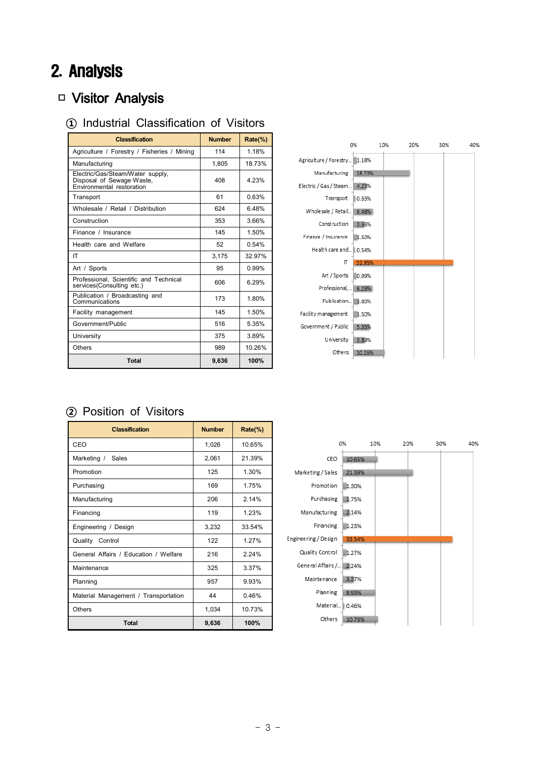# 2. Analysis

## □ Visitor Analysis

### ① Industrial Classification of Visitors

| Classification | Number | Rate(%) |
| --- | --- | --- |
| Agriculture / Forestry / Fisheries / Mining | 114 | 1.18% |
| Manufacturing | 1,805 | 18.73% |
| Electric/Gas/Steam/Water supply, Disposal of Sewage·Waste, Environmental restoration | 408 | 4.23% |
| Transport | 61 | 0.63% |
| Wholesale / Retail / Distribution | 624 | 6.48% |
| Construction | 353 | 3.66% |
| Finance / Insurance | 145 | 1.50% |
| Health care and Welfare | 52 | 0.54% |
| IT | 3,175 | 32.97% |
| Art / Sports | 95 | 0.99% |
| Professional, Scientific and Technical services(Consulting etc.) | 606 | 6.29% |
| Publication / Broadcasting and Communications | 173 | 1.80% |
| Facility management | 145 | 1.50% |
| Government/Public | 516 | 5.35% |
| University | 375 | 3.89% |
| Others | 989 | 10.26% |
| **Total** | **9,636** | **100%** |

### ② Position of Visitors

| Classification | Number | Rate(%) |
| --- | --- | --- |
| CEO | 1,026 | 10.65% |
| Marketing / Sales | 2,061 | 21.39% |
| Promotion | 125 | 1.30% |
| Purchasing | 169 | 1.75% |
| Manufacturing | 206 | 2.14% |
| Financing | 119 | 1.23% |
| Engineering / Design | 3,232 | 33.54% |
| Quality Control | 122 | 1.27% |
| General Affairs / Education / Welfare | 216 | 2.24% |
| Maintenance | 325 | 3.37% |
| Planning | 957 | 9.93% |
| Material Management / Transportation | 44 | 0.46% |
| Others | 1,034 | 10.73% |
| **Total** | **9,636** | **100%** |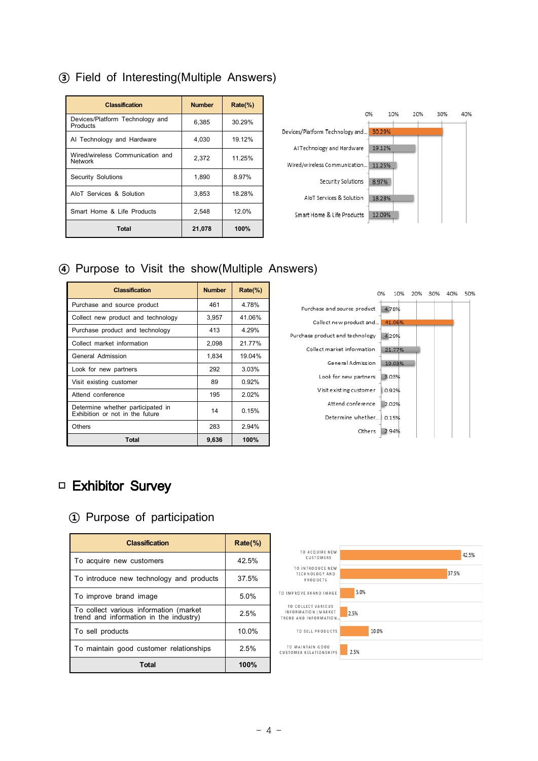### ③ Field of Interesting(Multiple Answers)

| Classification | Number | Rate(%) |
|---|---|---|
| Devices/Platform Technology and Products | 6,385 | 30.29% |
| AI Technology and Hardware | 4,030 | 19.12% |
| Wired/wireless Communication and Network | 2,372 | 11.25% |
| Security Solutions | 1,890 | 8.97% |
| AIoT Services & Solution | 3,853 | 18.28% |
| Smart Home & Life Products | 2,548 | 12.0% |
| **Total** | **21,078** | **100%** |

| Category | Rate |
|---|---|
| Devices/Platform Technology and... | 30.29% |
| AI Technology and Hardware | 19.12% |
| Wired/wireless Communication... | 11.25% |
| Security Solutions | 8.97% |
| AIoT Services & Solution | 18.28% |
| Smart Home & Life Products | 12.09% |

### ④ Purpose to Visit the show(Multiple Answers)

| Classification | Number | Rate(%) |
|---|---|---|
| Purchase and source product | 461 | 4.78% |
| Collect new product and technology | 3,957 | 41.06% |
| Purchase product and technology | 413 | 4.29% |
| Collect market information | 2,098 | 21.77% |
| General Admission | 1,834 | 19.04% |
| Look for new partners | 292 | 3.03% |
| Visit existing customer | 89 | 0.92% |
| Attend conference | 195 | 2.02% |
| Determine whether participated in Exhibition or not in the future | 14 | 0.15% |
| Others | 283 | 2.94% |
| **Total** | **9,636** | **100%** |

| Category | Rate |
|---|---|
| Purchase and source product | 4.78% |
| Collect new product and... | 41.06% |
| Purchase product and technology | 4.29% |
| Collect market information | 21.77% |
| General Admission | 19.03% |
| Look for new partners | 3.03% |
| Visit existing customer | 0.92% |
| Attend conference | 2.02% |
| Determine whether... | 0.15% |
| Others | 2.94% |

## □ Exhibitor Survey

### ① Purpose of participation

| Classification | Rate(%) |
|---|---|
| To acquire new customers | 42.5% |
| To introduce new technology and products | 37.5% |
| To improve brand image | 5.0% |
| To collect various information (market trend and information in the industry) | 2.5% |
| To sell products | 10.0% |
| To maintain good customer relationships | 2.5% |
| **Total** | **100%** |

| Category | Rate |
|---|---|
| TO ACQUIRE NEW CUSTOMERS | 42.5% |
| TO INTRODUCE NEW TECHNOLOGY AND PRODUCTS | 37.5% |
| TO IMPROVE BRAND IMAGE | 5.0% |
| TO COLLECT VARIOUS INFORMATION (MARKET TREND AND INFORMATION... | 2.5% |
| TO SELL PRODUCTS | 10.0% |
| TO MAINTAIN GOOD CUSTOMER RELATIONSHIPS | 2.5% |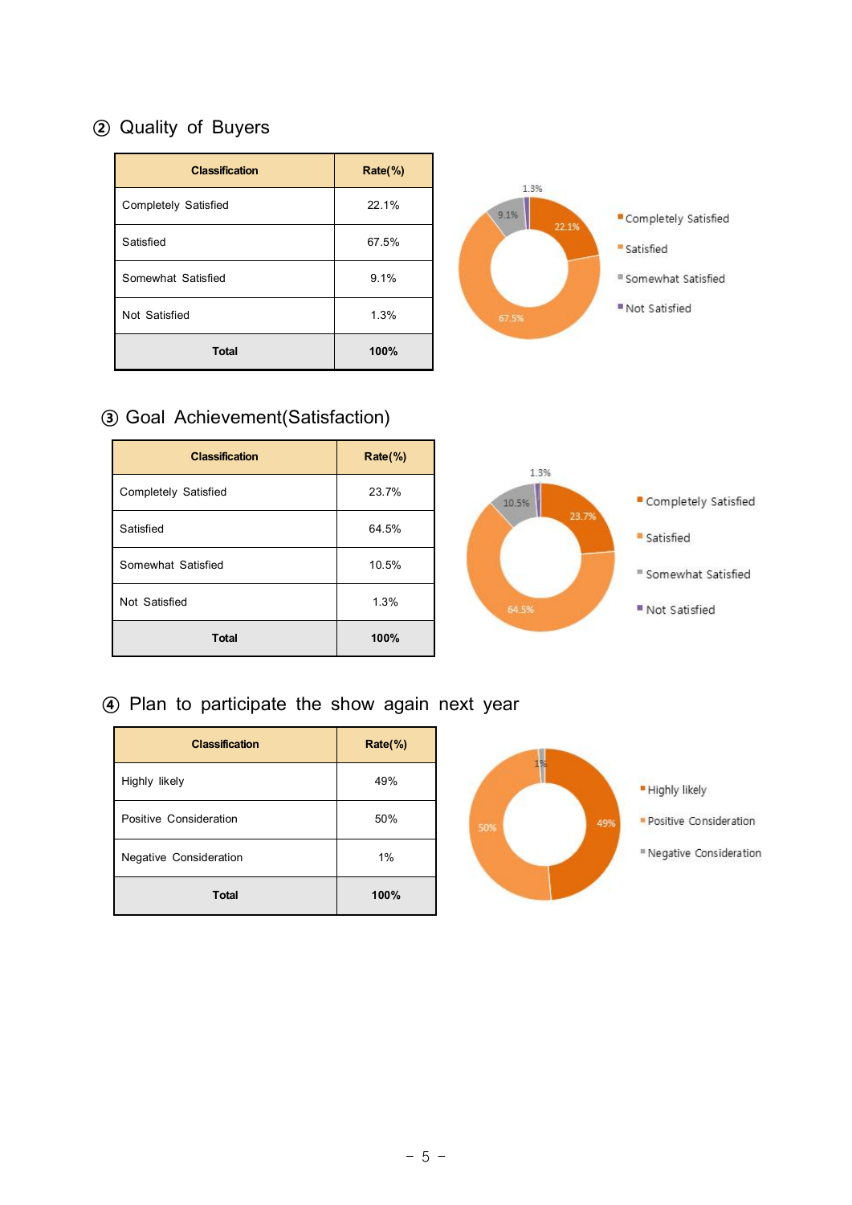## ② Quality of Buyers

| Classification | Rate(%) |
|---|---|
| Completely Satisfied | 22.1% |
| Satisfied | 67.5% |
| Somewhat Satisfied | 9.1% |
| Not Satisfied | 1.3% |
| **Total** | **100%** |

## ③ Goal Achievement(Satisfaction)

| Classification | Rate(%) |
|---|---|
| Completely Satisfied | 23.7% |
| Satisfied | 64.5% |
| Somewhat Satisfied | 10.5% |
| Not Satisfied | 1.3% |
| **Total** | **100%** |

## ④ Plan to participate the show again next year

| Classification | Rate(%) |
|---|---|
| Highly likely | 49% |
| Positive Consideration | 50% |
| Negative Consideration | 1% |
| **Total** | **100%** |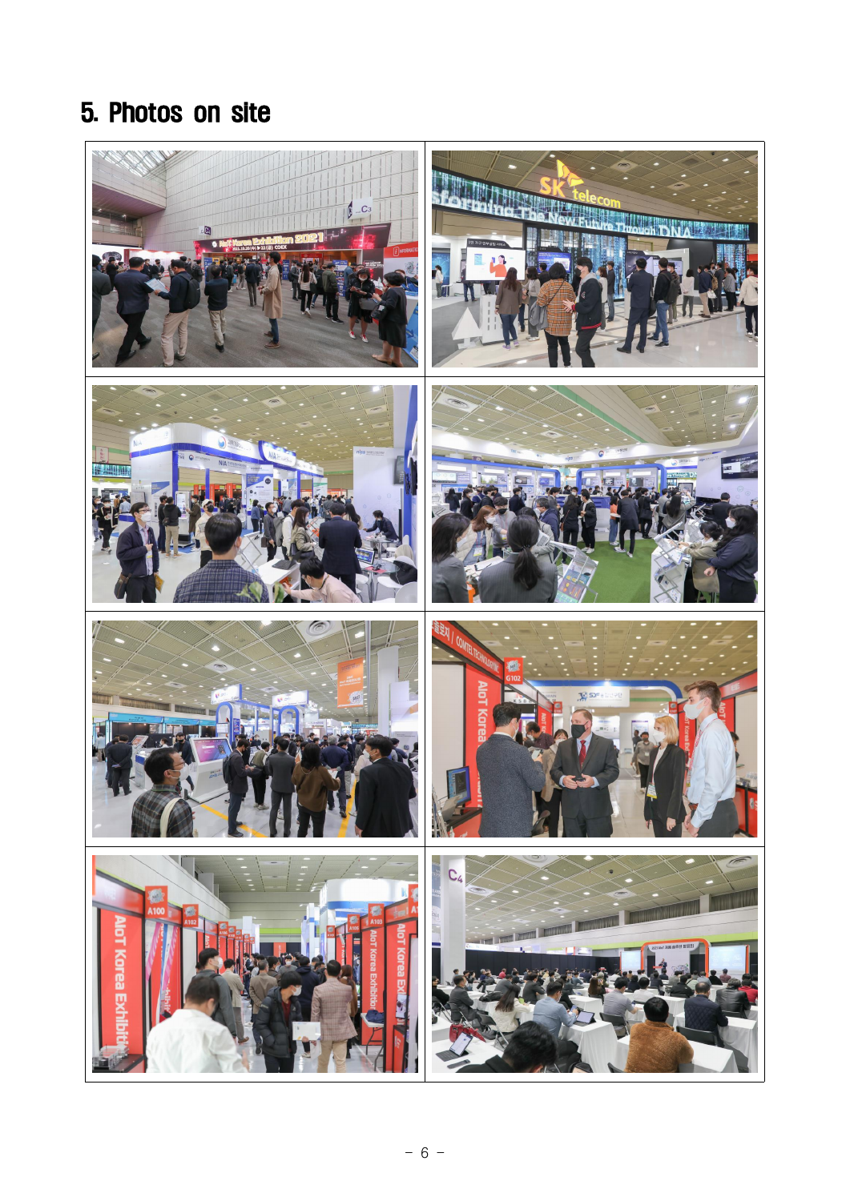# 5. Photos on site